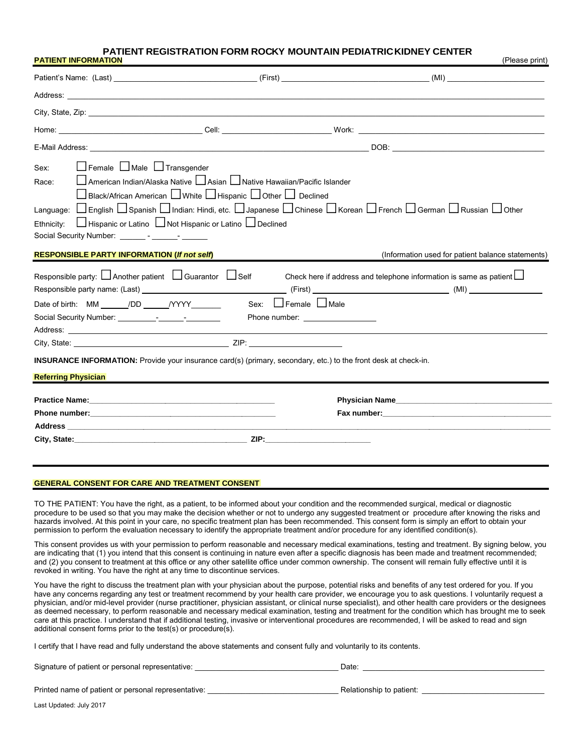# PATIENT REGISTRATION FORM ROCKY MOUNTAIN PEDIATRICKIDNEY CENTER

**PATIENT INFORMATION** (Please print)

Patient's Name: (Last) ______________________ (First) ______________________ (MI) ______________

Address: ______________________________________________________________

City, State, Zip: ______________________________________________________________

Home: ______________________ Cell: ______________________ Work: ______________________

E-Mail Address: ______________________________________________ DOB: ______________________

Sex: ☐ Female ☐ Male ☐ Transgender

Race: ☐ American Indian/Alaska Native ☐ Asian ☐ Native Hawaiian/Pacific Islander
☐ Black/African American ☐ White ☐ Hispanic ☐ Other ☐ Declined

Language: ☐ English ☐ Spanish ☐ Indian: Hindi, etc. ☐ Japanese ☐ Chinese ☐ Korean ☐ French ☐ German ☐ Russian ☐ Other

Ethnicity: ☐ Hispanic or Latino ☐ Not Hispanic or Latino ☐ Declined

Social Security Number: ______ - ______- ______

**RESPONSIBLE PARTY INFORMATION (*If not self*)** (Information used for patient balance statements)

Responsible party: ☐ Another patient ☐ Guarantor ☐ Self Check here if address and telephone information is same as patient ☐

Responsible party name: (Last) ______________________ (First) ______________________ (MI) ______________

Date of birth: MM ______/DD ______/YYYY_______ Sex: ☐ Female ☐ Male

Social Security Number: _________-______-________ Phone number: ________________

Address: ______________________________________________________________

City, State: ______________________________ ZIP: ____________________

**INSURANCE INFORMATION:** Provide your insurance card(s) (primary, secondary, etc.) to the front desk at check-in.

**Referring Physician**

**Practice Name:** ______________________________ **Physician Name** ______________________________

**Phone number:** ______________________________ **Fax number:** ______________________________

**Address** ______________________________________________________________

**City, State:** ______________________________ **ZIP:** ____________________

**GENERAL CONSENT FOR CARE AND TREATMENT CONSENT**

TO THE PATIENT: You have the right, as a patient, to be informed about your condition and the recommended surgical, medical or diagnostic procedure to be used so that you may make the decision whether or not to undergo any suggested treatment or procedure after knowing the risks and hazards involved. At this point in your care, no specific treatment plan has been recommended. This consent form is simply an effort to obtain your permission to perform the evaluation necessary to identify the appropriate treatment and/or procedure for any identified condition(s).

This consent provides us with your permission to perform reasonable and necessary medical examinations, testing and treatment. By signing below, you are indicating that (1) you intend that this consent is continuing in nature even after a specific diagnosis has been made and treatment recommended; and (2) you consent to treatment at this office or any other satellite office under common ownership. The consent will remain fully effective until it is revoked in writing. You have the right at any time to discontinue services.

You have the right to discuss the treatment plan with your physician about the purpose, potential risks and benefits of any test ordered for you. If you have any concerns regarding any test or treatment recommend by your health care provider, we encourage you to ask questions. I voluntarily request a physician, and/or mid-level provider (nurse practitioner, physician assistant, or clinical nurse specialist), and other health care providers or the designees as deemed necessary, to perform reasonable and necessary medical examination, testing and treatment for the condition which has brought me to seek care at this practice. I understand that if additional testing, invasive or interventional procedures are recommended, I will be asked to read and sign additional consent forms prior to the test(s) or procedure(s).

I certify that I have read and fully understand the above statements and consent fully and voluntarily to its contents.

Signature of patient or personal representative: ______________________ Date: ______________________

Printed name of patient or personal representative: ______________________ Relationship to patient: ______________________

Last Updated: July 2017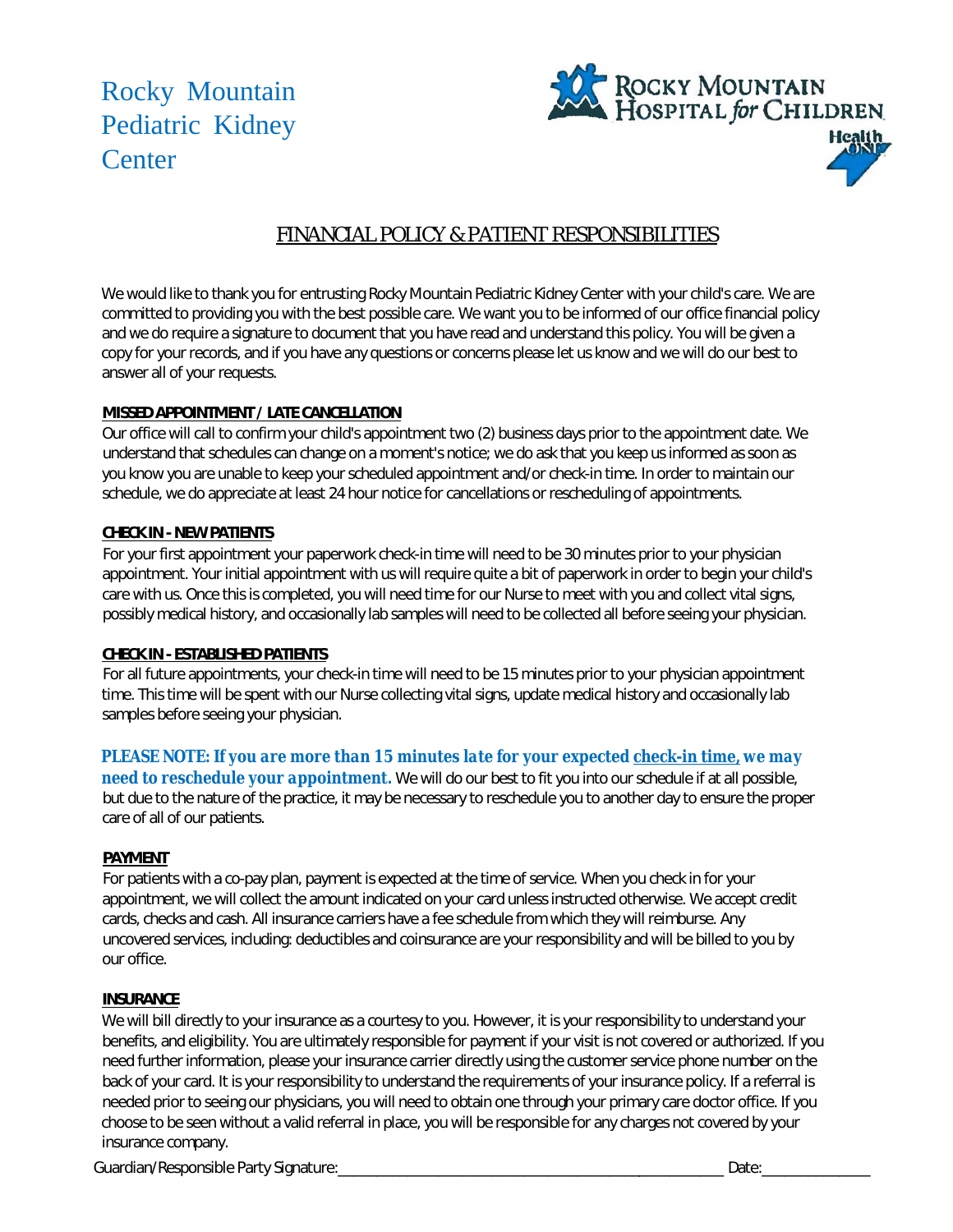Rocky Mountain Pediatric Kidney Center

ROCKY MOUNTAIN HOSPITAL *for* CHILDREN

HealthONE

# FINANCIAL POLICY & PATIENT RESPONSIBILITIES

We would like to thank you for entrusting Rocky Mountain Pediatric Kidney Center with your child's care. We are committed to providing you with the best possible care. We want you to be informed of our office financial policy and we do require a signature to document that you have read and understand this policy. You will be given a copy for your records, and if you have any questions or concerns please let us know and we will do our best to answer all of your requests.

**MISSED APPOINTMENT / LATE CANCELLATION**

Our office will call to confirm your child's appointment two (2) business days prior to the appointment date. We understand that schedules can change on a moment's notice; we do ask that you keep us informed as soon as you know you are unable to keep your scheduled appointment and/or check-in time. In order to maintain our schedule, we do appreciate at least 24 hour notice for cancellations or rescheduling of appointments.

**CHECK IN - NEW PATIENTS**

For your first appointment your paperwork check-in time will need to be 30 minutes prior to your physician appointment. Your initial appointment with us will require quite a bit of paperwork in order to begin your child's care with us. Once this is completed, you will need time for our Nurse to meet with you and collect vital signs, possibly medical history, and occasionally lab samples will need to be collected all before seeing your physician.

**CHECK IN - ESTABLISHED PATIENTS**

For all future appointments, your check-in time will need to be 15 minutes prior to your physician appointment time. This time will be spent with our Nurse collecting vital signs, update medical history and occasionally lab samples before seeing your physician.

***PLEASE NOTE: If you are more than 15 minutes late for your expected check-in time, we may need to reschedule your appointment.*** We will do our best to fit you into our schedule if at all possible, but due to the nature of the practice, it may be necessary to reschedule you to another day to ensure the proper care of all of our patients.

**PAYMENT**

For patients with a co-pay plan, payment is expected at the time of service. When you check in for your appointment, we will collect the amount indicated on your card unless instructed otherwise. We accept credit cards, checks and cash. All insurance carriers have a fee schedule from which they will reimburse. Any uncovered services, including: deductibles and coinsurance are your responsibility and will be billed to you by our office.

**INSURANCE**

We will bill directly to your insurance as a courtesy to you. However, it is your responsibility to understand your benefits, and eligibility. You are ultimately responsible for payment if your visit is not covered or authorized. If you need further information, please your insurance carrier directly using the customer service phone number on the back of your card. It is your responsibility to understand the requirements of your insurance policy. If a referral is needed prior to seeing our physicians, you will need to obtain one through your primary care doctor office. If you choose to be seen without a valid referral in place, you will be responsible for any charges not covered by your insurance company.

Guardian/Responsible Party Signature:_______________________________________ Date:______________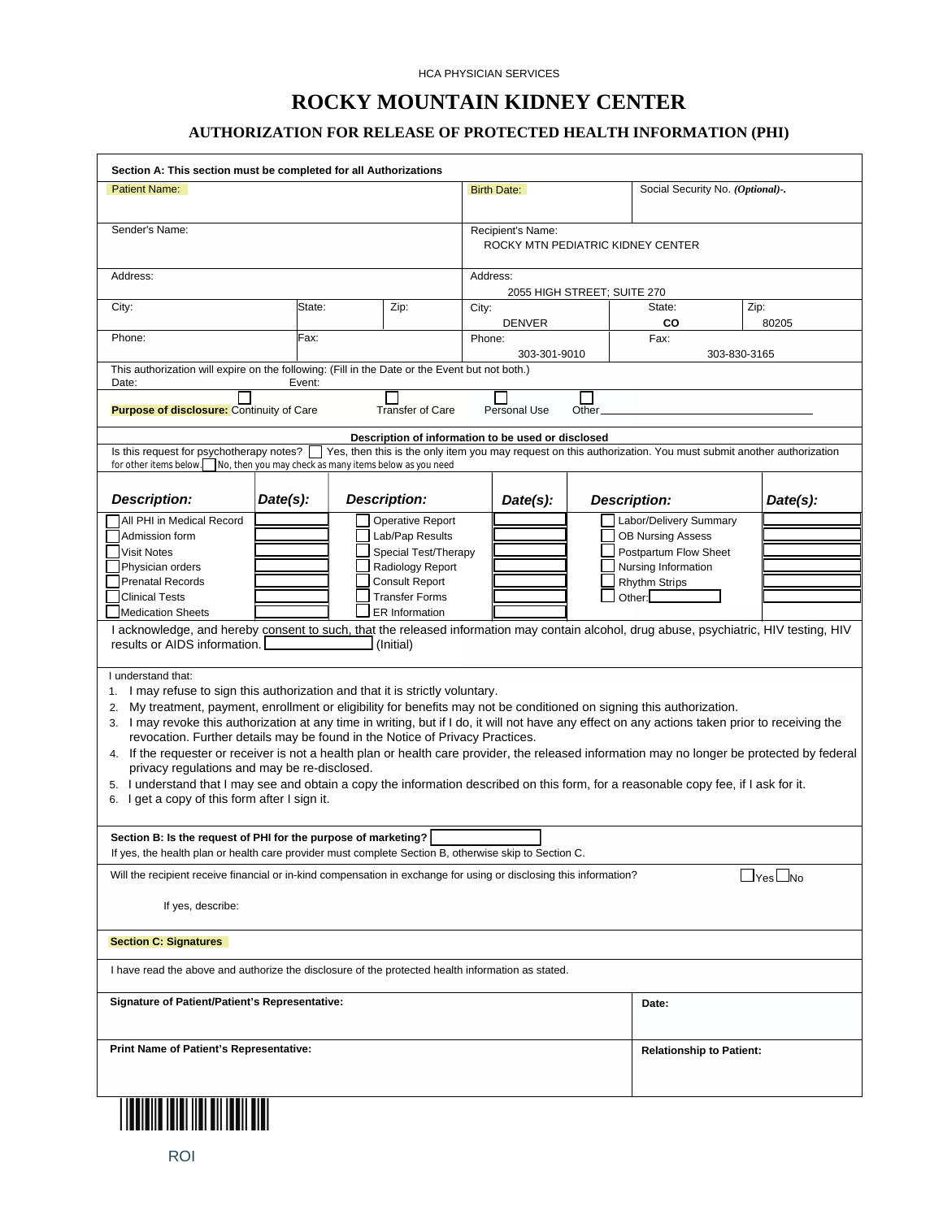HCA PHYSICIAN SERVICES

# ROCKY MOUNTAIN KIDNEY CENTER

## AUTHORIZATION FOR RELEASE OF PROTECTED HEALTH INFORMATION (PHI)

**Section A: This section must be completed for all Authorizations**

| | | | | | |
|---|---|---|---|---|---|
| Patient Name: | | | Birth Date: | Social Security No. ***(Optional)-.*** | |
| Sender's Name: | | | Recipient's Name: ROCKY MTN PEDIATRIC KIDNEY CENTER | | |
| Address: | | | Address: 2055 HIGH STREET; SUITE 270 | | |
| City: | State: | Zip: | City: DENVER | State: CO | Zip: 80205 |
| Phone: | Fax: | | Phone: 303-301-9010 | Fax: 303-830-3165 | |

This authorization will expire on the following: (Fill in the Date or the Event but not both.)
Date: Event:

**Purpose of disclosure:** ☐ Continuity of Care ☐ Transfer of Care ☐ Personal Use ☐ Other ______________________

**Description of information to be used or disclosed**

Is this request for psychotherapy notes? ☐ Yes, then this is the only item you may request on this authorization. You must submit another authorization for other items below. ☐ No, then you may check as many items below as you need

| ***Description:*** | ***Date(s):*** | ***Description:*** | ***Date(s):*** | ***Description:*** | ***Date(s):*** |
|---|---|---|---|---|---|
| ☐ All PHI in Medical Record | | ☐ Operative Report | | ☐ Labor/Delivery Summary | |
| ☐ Admission form | | ☐ Lab/Pap Results | | ☐ OB Nursing Assess | |
| ☐ Visit Notes | | ☐ Special Test/Therapy | | ☐ Postpartum Flow Sheet | |
| ☐ Physician orders | | ☐ Radiology Report | | ☐ Nursing Information | |
| ☐ Prenatal Records | | ☐ Consult Report | | ☐ Rhythm Strips | |
| ☐ Clinical Tests | | ☐ Transfer Forms | | ☐ Other: | |
| ☐ Medication Sheets | | ☐ ER Information | | | |

I acknowledge, and hereby consent to such, that the released information may contain alcohol, drug abuse, psychiatric, HIV testing, HIV results or AIDS information. __________ (Initial)

I understand that:

1. I may refuse to sign this authorization and that it is strictly voluntary.
2. My treatment, payment, enrollment or eligibility for benefits may not be conditioned on signing this authorization.
3. I may revoke this authorization at any time in writing, but if I do, it will not have any effect on any actions taken prior to receiving the revocation. Further details may be found in the Notice of Privacy Practices.
4. If the requester or receiver is not a health plan or health care provider, the released information may no longer be protected by federal privacy regulations and may be re-disclosed.
5. I understand that I may see and obtain a copy the information described on this form, for a reasonable copy fee, if I ask for it.
6. I get a copy of this form after I sign it.

**Section B: Is the request of PHI for the purpose of marketing?** __________
If yes, the health plan or health care provider must complete Section B, otherwise skip to Section C.

Will the recipient receive financial or in-kind compensation in exchange for using or disclosing this information? ☐ Yes ☐ No

If yes, describe:

**Section C: Signatures**

I have read the above and authorize the disclosure of the protected health information as stated.

| | |
|---|---|
| **Signature of Patient/Patient's Representative:** | **Date:** |
| **Print Name of Patient's Representative:** | **Relationship to Patient:** |

ROI